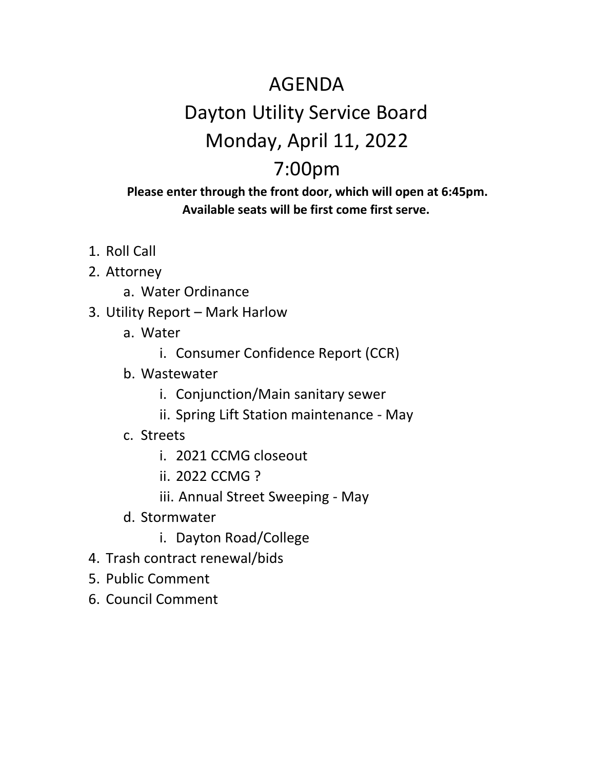# AGENDA

## Dayton Utility Service Board

## Monday, April 11, 2022

## 7:00pm

**Please enter through the front door, which will open at 6:45pm.**
**Available seats will be first come first serve.**

1. Roll Call
2. Attorney
    a. Water Ordinance
3. Utility Report – Mark Harlow
    a. Water
        i. Consumer Confidence Report (CCR)
    b. Wastewater
        i. Conjunction/Main sanitary sewer
        ii. Spring Lift Station maintenance - May
    c. Streets
        i. 2021 CCMG closeout
        ii. 2022 CCMG ?
        iii. Annual Street Sweeping - May
    d. Stormwater
        i. Dayton Road/College
4. Trash contract renewal/bids
5. Public Comment
6. Council Comment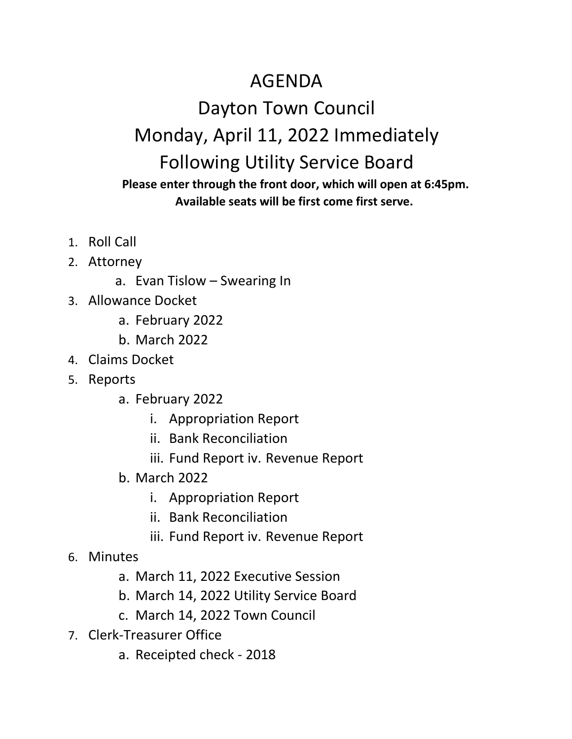# AGENDA

# Dayton Town Council

# Monday, April 11, 2022 Immediately Following Utility Service Board

**Please enter through the front door, which will open at 6:45pm.**
**Available seats will be first come first serve.**

1. Roll Call
2. Attorney
   a. Evan Tislow – Swearing In
3. Allowance Docket
   a. February 2022
   b. March 2022
4. Claims Docket
5. Reports
   a. February 2022
      i. Appropriation Report
      ii. Bank Reconciliation
      iii. Fund Report iv. Revenue Report
   b. March 2022
      i. Appropriation Report
      ii. Bank Reconciliation
      iii. Fund Report iv. Revenue Report
6. Minutes
   a. March 11, 2022 Executive Session
   b. March 14, 2022 Utility Service Board
   c. March 14, 2022 Town Council
7. Clerk-Treasurer Office
   a. Receipted check - 2018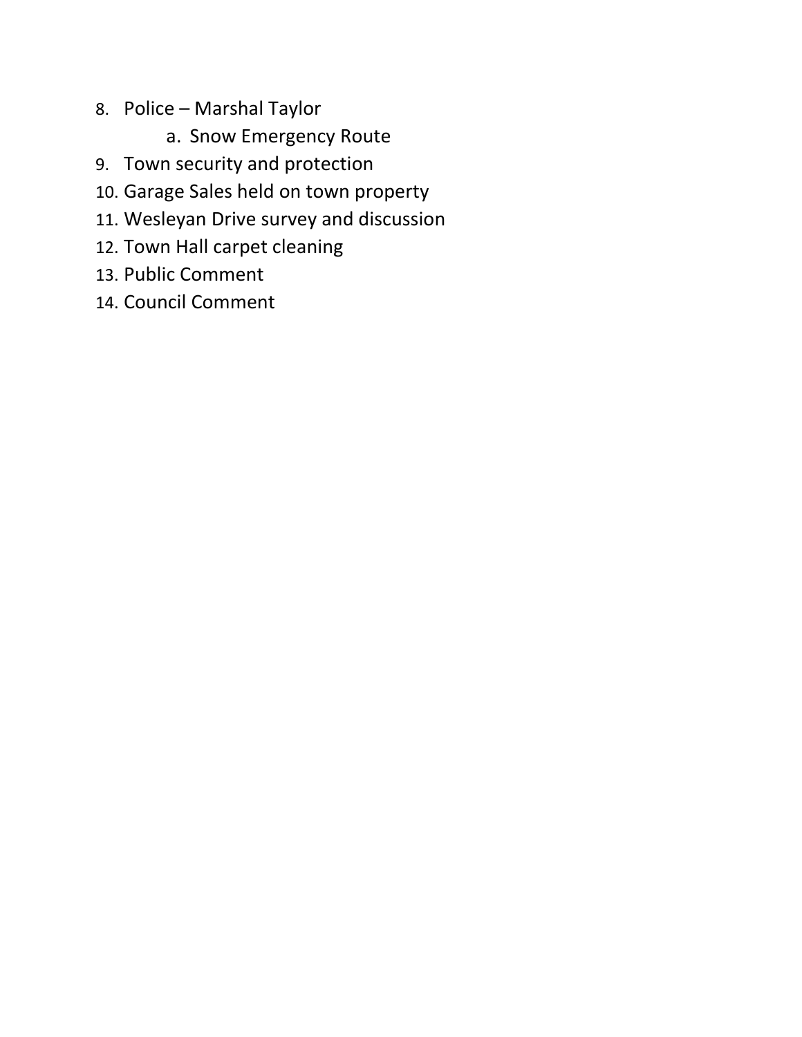8. Police – Marshal Taylor
    a. Snow Emergency Route
9. Town security and protection
10. Garage Sales held on town property
11. Wesleyan Drive survey and discussion
12. Town Hall carpet cleaning
13. Public Comment
14. Council Comment